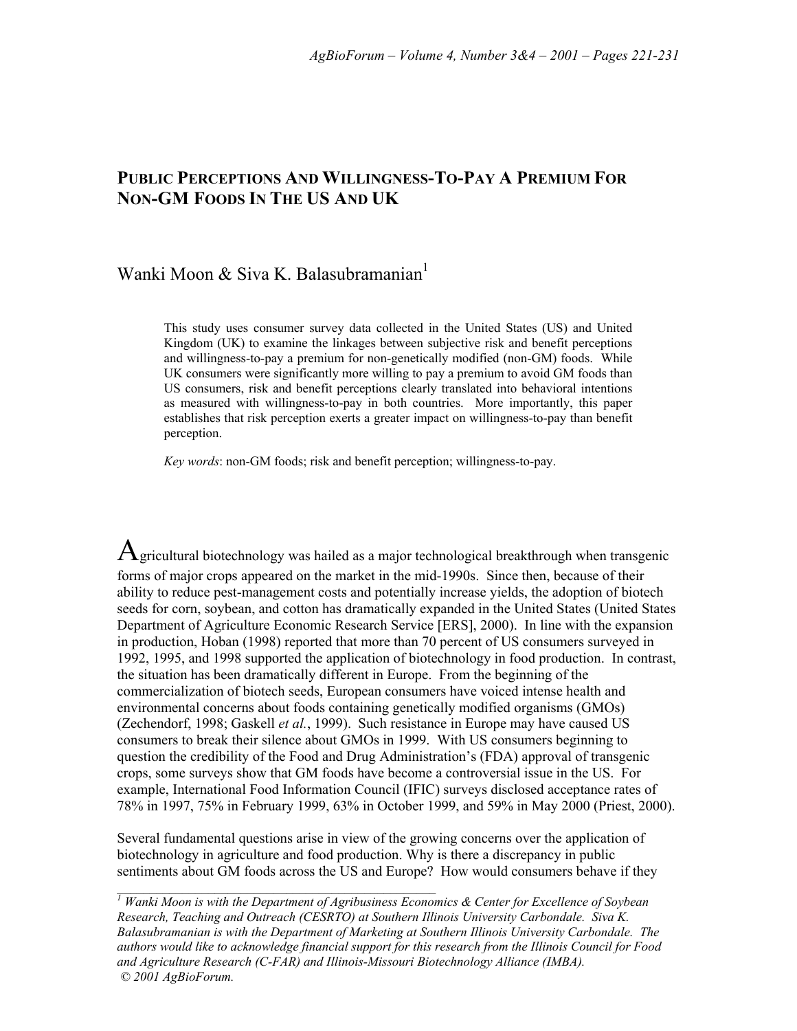# Public Perceptions And Willingness-To-Pay A Premium For Non-GM Foods In The US And UK

Wanki Moon & Siva K. Balasubramanian[1]

This study uses consumer survey data collected in the United States (US) and United Kingdom (UK) to examine the linkages between subjective risk and benefit perceptions and willingness-to-pay a premium for non-genetically modified (non-GM) foods. While UK consumers were significantly more willing to pay a premium to avoid GM foods than US consumers, risk and benefit perceptions clearly translated into behavioral intentions as measured with willingness-to-pay in both countries. More importantly, this paper establishes that risk perception exerts a greater impact on willingness-to-pay than benefit perception.

*Key words*: non-GM foods; risk and benefit perception; willingness-to-pay.

Agricultural biotechnology was hailed as a major technological breakthrough when transgenic forms of major crops appeared on the market in the mid-1990s. Since then, because of their ability to reduce pest-management costs and potentially increase yields, the adoption of biotech seeds for corn, soybean, and cotton has dramatically expanded in the United States (United States Department of Agriculture Economic Research Service [ERS], 2000). In line with the expansion in production, Hoban (1998) reported that more than 70 percent of US consumers surveyed in 1992, 1995, and 1998 supported the application of biotechnology in food production. In contrast, the situation has been dramatically different in Europe. From the beginning of the commercialization of biotech seeds, European consumers have voiced intense health and environmental concerns about foods containing genetically modified organisms (GMOs) (Zechendorf, 1998; Gaskell *et al.*, 1999). Such resistance in Europe may have caused US consumers to break their silence about GMOs in 1999. With US consumers beginning to question the credibility of the Food and Drug Administration's (FDA) approval of transgenic crops, some surveys show that GM foods have become a controversial issue in the US. For example, International Food Information Council (IFIC) surveys disclosed acceptance rates of 78% in 1997, 75% in February 1999, 63% in October 1999, and 59% in May 2000 (Priest, 2000).

Several fundamental questions arise in view of the growing concerns over the application of biotechnology in agriculture and food production. Why is there a discrepancy in public sentiments about GM foods across the US and Europe? How would consumers behave if they

---

*[1] Wanki Moon is with the Department of Agribusiness Economics & Center for Excellence of Soybean Research, Teaching and Outreach (CESRTO) at Southern Illinois University Carbondale. Siva K. Balasubramanian is with the Department of Marketing at Southern Illinois University Carbondale. The authors would like to acknowledge financial support for this research from the Illinois Council for Food and Agriculture Research (C-FAR) and Illinois-Missouri Biotechnology Alliance (IMBA).*
*© 2001 AgBioForum.*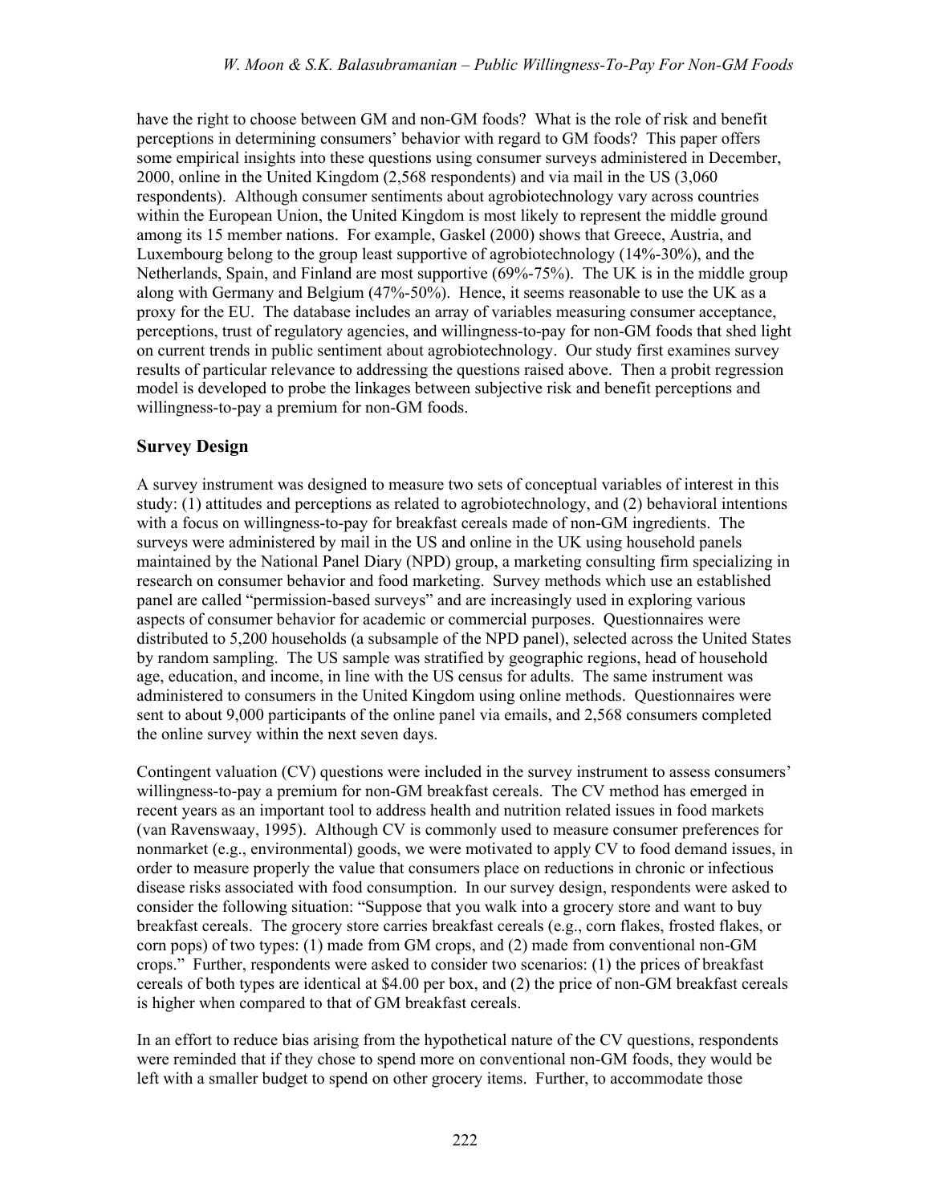have the right to choose between GM and non-GM foods? What is the role of risk and benefit perceptions in determining consumers' behavior with regard to GM foods? This paper offers some empirical insights into these questions using consumer surveys administered in December, 2000, online in the United Kingdom (2,568 respondents) and via mail in the US (3,060 respondents). Although consumer sentiments about agrobiotechnology vary across countries within the European Union, the United Kingdom is most likely to represent the middle ground among its 15 member nations. For example, Gaskel (2000) shows that Greece, Austria, and Luxembourg belong to the group least supportive of agrobiotechnology (14%-30%), and the Netherlands, Spain, and Finland are most supportive (69%-75%). The UK is in the middle group along with Germany and Belgium (47%-50%). Hence, it seems reasonable to use the UK as a proxy for the EU. The database includes an array of variables measuring consumer acceptance, perceptions, trust of regulatory agencies, and willingness-to-pay for non-GM foods that shed light on current trends in public sentiment about agrobiotechnology. Our study first examines survey results of particular relevance to addressing the questions raised above. Then a probit regression model is developed to probe the linkages between subjective risk and benefit perceptions and willingness-to-pay a premium for non-GM foods.

## Survey Design

A survey instrument was designed to measure two sets of conceptual variables of interest in this study: (1) attitudes and perceptions as related to agrobiotechnology, and (2) behavioral intentions with a focus on willingness-to-pay for breakfast cereals made of non-GM ingredients. The surveys were administered by mail in the US and online in the UK using household panels maintained by the National Panel Diary (NPD) group, a marketing consulting firm specializing in research on consumer behavior and food marketing. Survey methods which use an established panel are called "permission-based surveys" and are increasingly used in exploring various aspects of consumer behavior for academic or commercial purposes. Questionnaires were distributed to 5,200 households (a subsample of the NPD panel), selected across the United States by random sampling. The US sample was stratified by geographic regions, head of household age, education, and income, in line with the US census for adults. The same instrument was administered to consumers in the United Kingdom using online methods. Questionnaires were sent to about 9,000 participants of the online panel via emails, and 2,568 consumers completed the online survey within the next seven days.

Contingent valuation (CV) questions were included in the survey instrument to assess consumers' willingness-to-pay a premium for non-GM breakfast cereals. The CV method has emerged in recent years as an important tool to address health and nutrition related issues in food markets (van Ravenswaay, 1995). Although CV is commonly used to measure consumer preferences for nonmarket (e.g., environmental) goods, we were motivated to apply CV to food demand issues, in order to measure properly the value that consumers place on reductions in chronic or infectious disease risks associated with food consumption. In our survey design, respondents were asked to consider the following situation: "Suppose that you walk into a grocery store and want to buy breakfast cereals. The grocery store carries breakfast cereals (e.g., corn flakes, frosted flakes, or corn pops) of two types: (1) made from GM crops, and (2) made from conventional non-GM crops." Further, respondents were asked to consider two scenarios: (1) the prices of breakfast cereals of both types are identical at $4.00 per box, and (2) the price of non-GM breakfast cereals is higher when compared to that of GM breakfast cereals.

In an effort to reduce bias arising from the hypothetical nature of the CV questions, respondents were reminded that if they chose to spend more on conventional non-GM foods, they would be left with a smaller budget to spend on other grocery items. Further, to accommodate those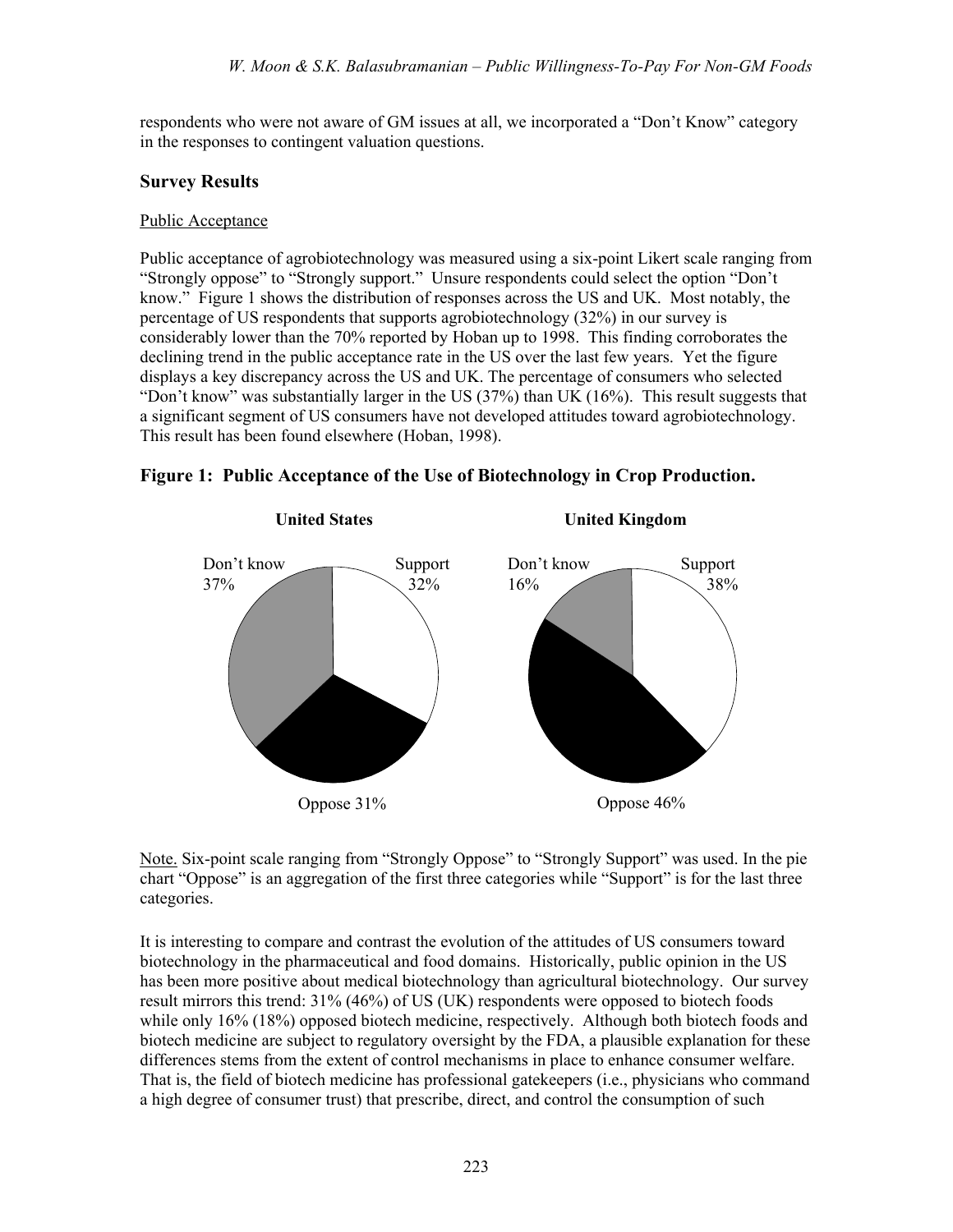respondents who were not aware of GM issues at all, we incorporated a "Don't Know" category in the responses to contingent valuation questions.

## Survey Results

### Public Acceptance

Public acceptance of agrobiotechnology was measured using a six-point Likert scale ranging from "Strongly oppose" to "Strongly support." Unsure respondents could select the option "Don't know." Figure 1 shows the distribution of responses across the US and UK. Most notably, the percentage of US respondents that supports agrobiotechnology (32%) in our survey is considerably lower than the 70% reported by Hoban up to 1998. This finding corroborates the declining trend in the public acceptance rate in the US over the last few years. Yet the figure displays a key discrepancy across the US and UK. The percentage of consumers who selected "Don't know" was substantially larger in the US (37%) than UK (16%). This result suggests that a significant segment of US consumers have not developed attitudes toward agrobiotechnology. This result has been found elsewhere (Hoban, 1998).

**Figure 1: Public Acceptance of the Use of Biotechnology in Crop Production.**

**United States**

Don't know 37%

Support 32%

Oppose 31%

**United Kingdom**

Don't know 16%

Support 38%

Oppose 46%

Note. Six-point scale ranging from "Strongly Oppose" to "Strongly Support" was used. In the pie chart "Oppose" is an aggregation of the first three categories while "Support" is for the last three categories.

It is interesting to compare and contrast the evolution of the attitudes of US consumers toward biotechnology in the pharmaceutical and food domains. Historically, public opinion in the US has been more positive about medical biotechnology than agricultural biotechnology. Our survey result mirrors this trend: 31% (46%) of US (UK) respondents were opposed to biotech foods while only 16% (18%) opposed biotech medicine, respectively. Although both biotech foods and biotech medicine are subject to regulatory oversight by the FDA, a plausible explanation for these differences stems from the extent of control mechanisms in place to enhance consumer welfare. That is, the field of biotech medicine has professional gatekeepers (i.e., physicians who command a high degree of consumer trust) that prescribe, direct, and control the consumption of such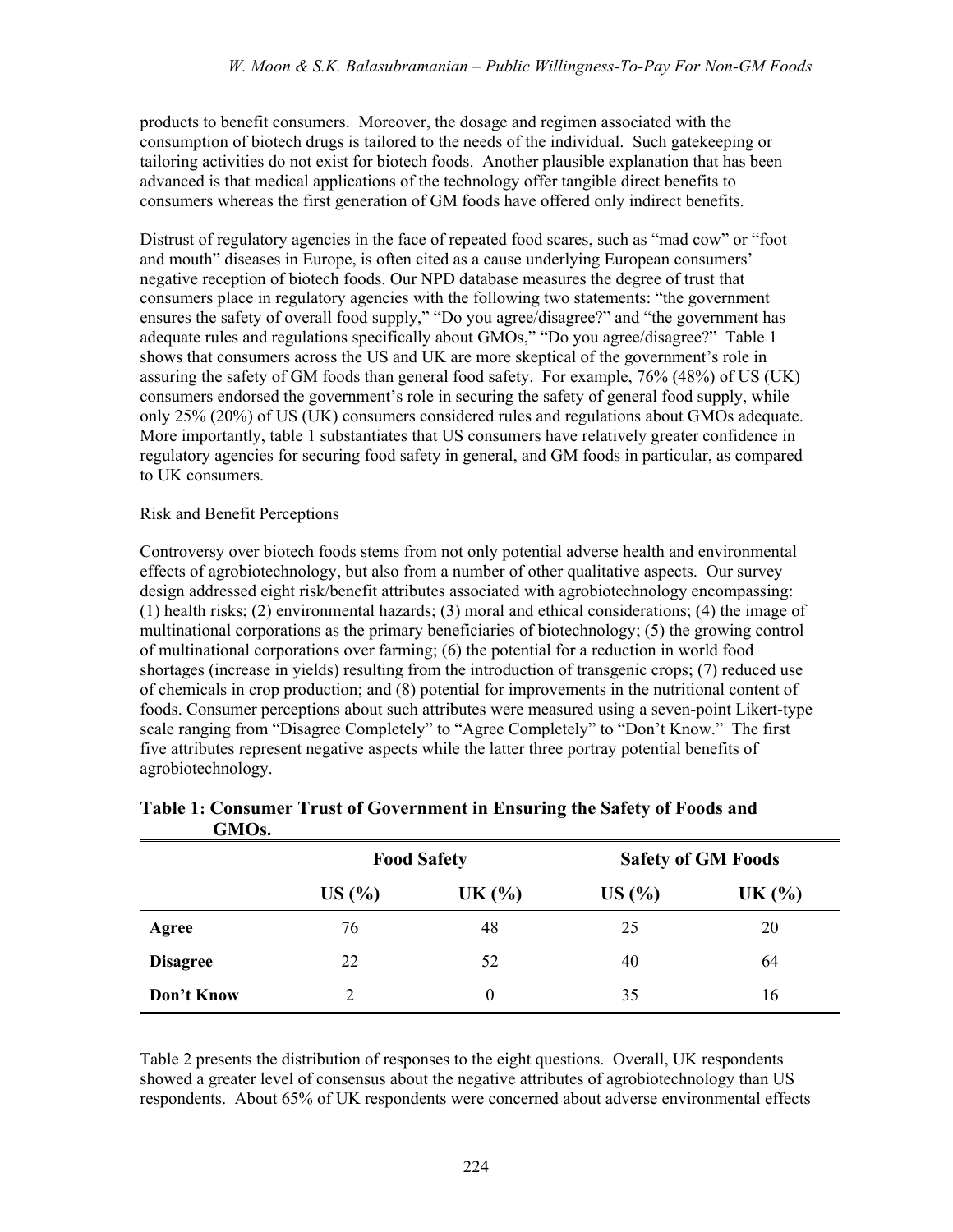products to benefit consumers. Moreover, the dosage and regimen associated with the consumption of biotech drugs is tailored to the needs of the individual. Such gatekeeping or tailoring activities do not exist for biotech foods. Another plausible explanation that has been advanced is that medical applications of the technology offer tangible direct benefits to consumers whereas the first generation of GM foods have offered only indirect benefits.

Distrust of regulatory agencies in the face of repeated food scares, such as "mad cow" or "foot and mouth" diseases in Europe, is often cited as a cause underlying European consumers' negative reception of biotech foods. Our NPD database measures the degree of trust that consumers place in regulatory agencies with the following two statements: "the government ensures the safety of overall food supply," "Do you agree/disagree?" and "the government has adequate rules and regulations specifically about GMOs," "Do you agree/disagree?" Table 1 shows that consumers across the US and UK are more skeptical of the government's role in assuring the safety of GM foods than general food safety. For example, 76% (48%) of US (UK) consumers endorsed the government's role in securing the safety of general food supply, while only 25% (20%) of US (UK) consumers considered rules and regulations about GMOs adequate. More importantly, table 1 substantiates that US consumers have relatively greater confidence in regulatory agencies for securing food safety in general, and GM foods in particular, as compared to UK consumers.

<u>Risk and Benefit Perceptions</u>

Controversy over biotech foods stems from not only potential adverse health and environmental effects of agrobiotechnology, but also from a number of other qualitative aspects. Our survey design addressed eight risk/benefit attributes associated with agrobiotechnology encompassing: (1) health risks; (2) environmental hazards; (3) moral and ethical considerations; (4) the image of multinational corporations as the primary beneficiaries of biotechnology; (5) the growing control of multinational corporations over farming; (6) the potential for a reduction in world food shortages (increase in yields) resulting from the introduction of transgenic crops; (7) reduced use of chemicals in crop production; and (8) potential for improvements in the nutritional content of foods. Consumer perceptions about such attributes were measured using a seven-point Likert-type scale ranging from "Disagree Completely" to "Agree Completely" to "Don't Know." The first five attributes represent negative aspects while the latter three portray potential benefits of agrobiotechnology.

**Table 1: Consumer Trust of Government in Ensuring the Safety of Foods and GMOs.**

| | **Food Safety** | | **Safety of GM Foods** | |
|---|---|---|---|---|
| | **US (%)** | **UK (%)** | **US (%)** | **UK (%)** |
| **Agree** | 76 | 48 | 25 | 20 |
| **Disagree** | 22 | 52 | 40 | 64 |
| **Don't Know** | 2 | 0 | 35 | 16 |

Table 2 presents the distribution of responses to the eight questions. Overall, UK respondents showed a greater level of consensus about the negative attributes of agrobiotechnology than US respondents. About 65% of UK respondents were concerned about adverse environmental effects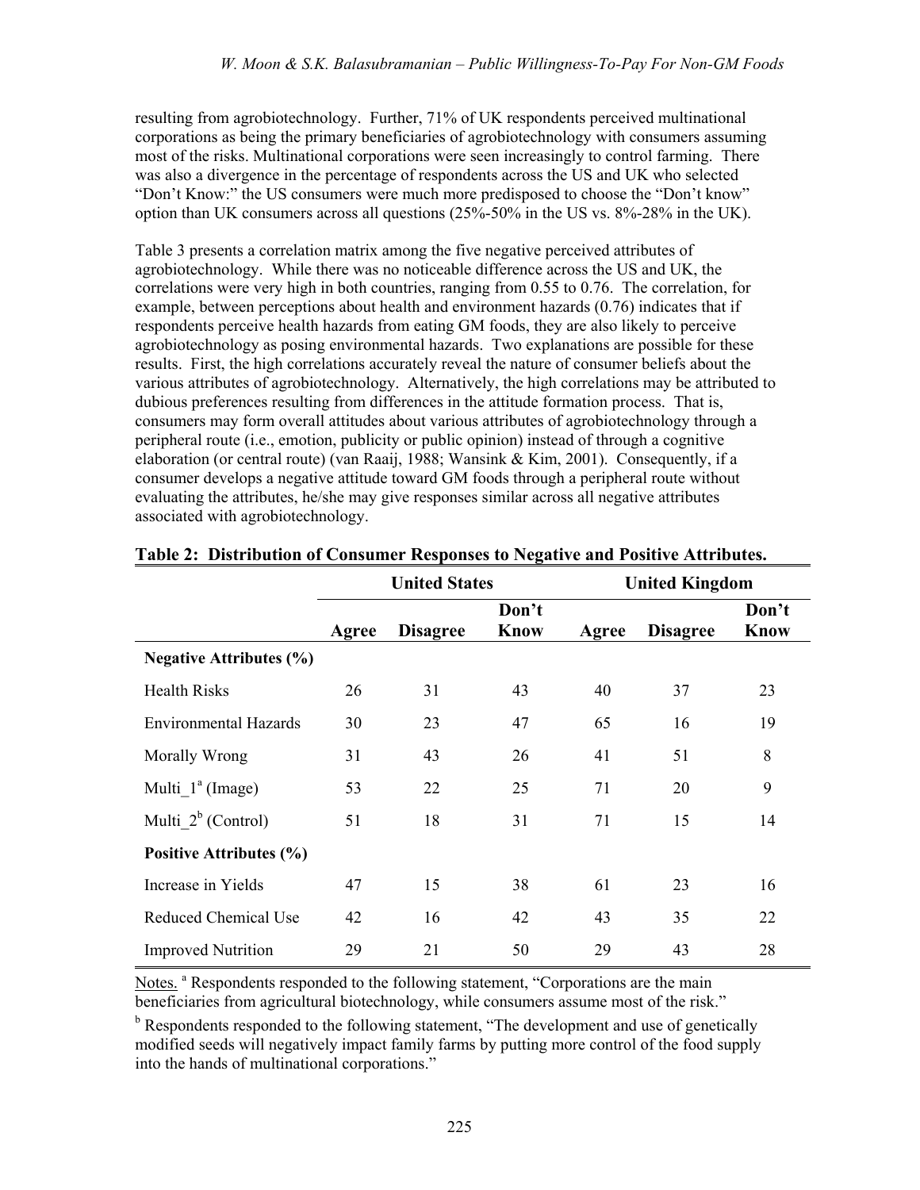resulting from agrobiotechnology. Further, 71% of UK respondents perceived multinational corporations as being the primary beneficiaries of agrobiotechnology with consumers assuming most of the risks. Multinational corporations were seen increasingly to control farming. There was also a divergence in the percentage of respondents across the US and UK who selected "Don't Know:" the US consumers were much more predisposed to choose the "Don't know" option than UK consumers across all questions (25%-50% in the US vs. 8%-28% in the UK).

Table 3 presents a correlation matrix among the five negative perceived attributes of agrobiotechnology. While there was no noticeable difference across the US and UK, the correlations were very high in both countries, ranging from 0.55 to 0.76. The correlation, for example, between perceptions about health and environment hazards (0.76) indicates that if respondents perceive health hazards from eating GM foods, they are also likely to perceive agrobiotechnology as posing environmental hazards. Two explanations are possible for these results. First, the high correlations accurately reveal the nature of consumer beliefs about the various attributes of agrobiotechnology. Alternatively, the high correlations may be attributed to dubious preferences resulting from differences in the attitude formation process. That is, consumers may form overall attitudes about various attributes of agrobiotechnology through a peripheral route (i.e., emotion, publicity or public opinion) instead of through a cognitive elaboration (or central route) (van Raaij, 1988; Wansink & Kim, 2001). Consequently, if a consumer develops a negative attitude toward GM foods through a peripheral route without evaluating the attributes, he/she may give responses similar across all negative attributes associated with agrobiotechnology.

**Table 2: Distribution of Consumer Responses to Negative and Positive Attributes.**

| | United States | | | United Kingdom | | |
|---|---|---|---|---|---|---|
| | Agree | Disagree | Don't Know | Agree | Disagree | Don't Know |
| **Negative Attributes (%)** | | | | | | |
| Health Risks | 26 | 31 | 43 | 40 | 37 | 23 |
| Environmental Hazards | 30 | 23 | 47 | 65 | 16 | 19 |
| Morally Wrong | 31 | 43 | 26 | 41 | 51 | 8 |
| Multi_1[a] (Image) | 53 | 22 | 25 | 71 | 20 | 9 |
| Multi_2[b] (Control) | 51 | 18 | 31 | 71 | 15 | 14 |
| **Positive Attributes (%)** | | | | | | |
| Increase in Yields | 47 | 15 | 38 | 61 | 23 | 16 |
| Reduced Chemical Use | 42 | 16 | 42 | 43 | 35 | 22 |
| Improved Nutrition | 29 | 21 | 50 | 29 | 43 | 28 |

Notes. [a] Respondents responded to the following statement, "Corporations are the main beneficiaries from agricultural biotechnology, while consumers assume most of the risk."

[b] Respondents responded to the following statement, "The development and use of genetically modified seeds will negatively impact family farms by putting more control of the food supply into the hands of multinational corporations."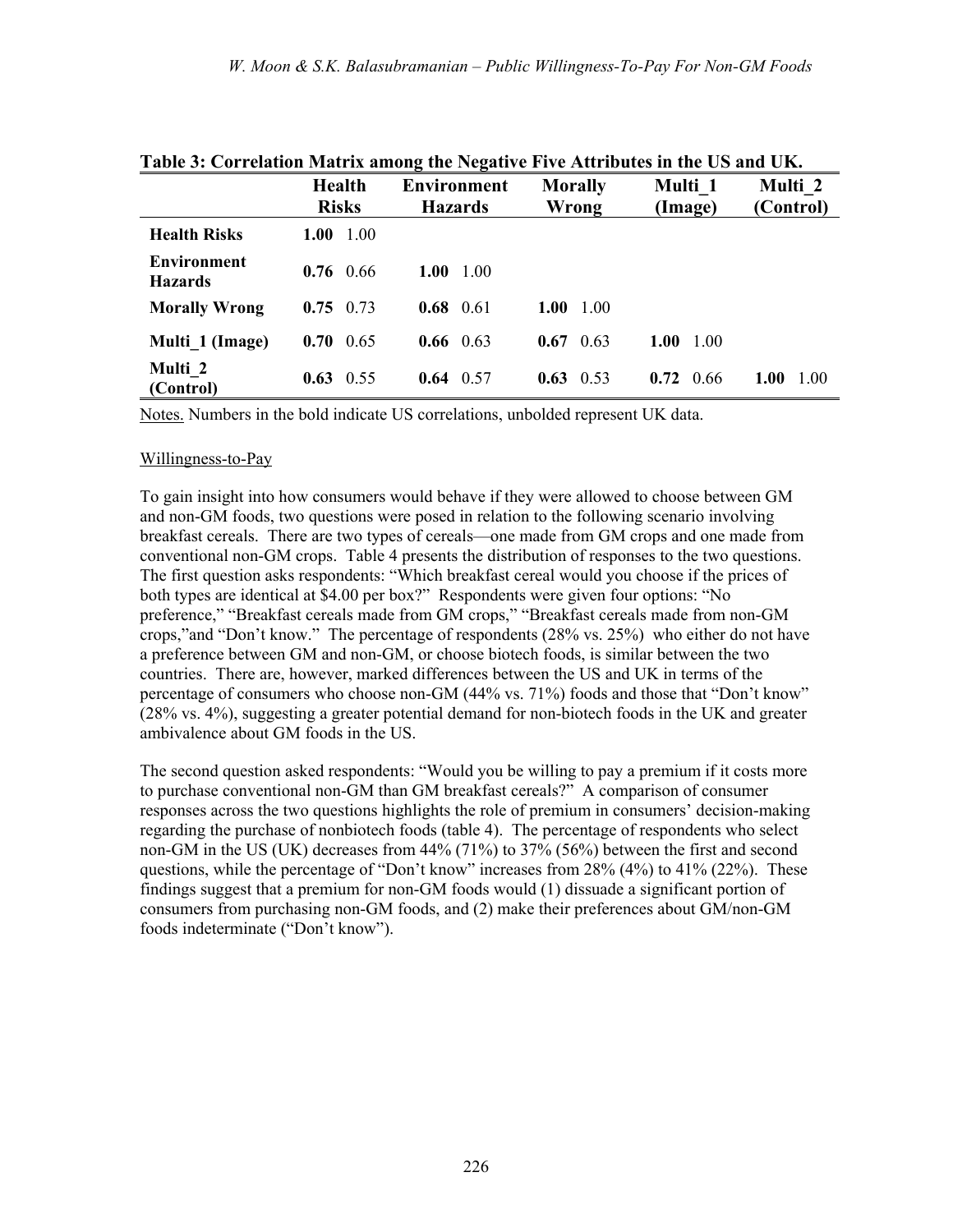**Table 3: Correlation Matrix among the Negative Five Attributes in the US and UK.**

| | Health Risks | | Environment Hazards | | Morally Wrong | | Multi_1 (Image) | | Multi_2 (Control) | |
|---|---|---|---|---|---|---|---|---|---|---|
| **Health Risks** | **1.00** | 1.00 | | | | | | | | |
| **Environment Hazards** | **0.76** | 0.66 | **1.00** | 1.00 | | | | | | |
| **Morally Wrong** | **0.75** | 0.73 | **0.68** | 0.61 | **1.00** | 1.00 | | | | |
| **Multi_1 (Image)** | **0.70** | 0.65 | **0.66** | 0.63 | **0.67** | 0.63 | **1.00** | 1.00 | | |
| **Multi_2 (Control)** | **0.63** | 0.55 | **0.64** | 0.57 | **0.63** | 0.53 | **0.72** | 0.66 | **1.00** | 1.00 |

Notes. Numbers in the bold indicate US correlations, unbolded represent UK data.

Willingness-to-Pay

To gain insight into how consumers would behave if they were allowed to choose between GM and non-GM foods, two questions were posed in relation to the following scenario involving breakfast cereals. There are two types of cereals—one made from GM crops and one made from conventional non-GM crops. Table 4 presents the distribution of responses to the two questions. The first question asks respondents: "Which breakfast cereal would you choose if the prices of both types are identical at $4.00 per box?" Respondents were given four options: "No preference," "Breakfast cereals made from GM crops," "Breakfast cereals made from non-GM crops,"and "Don't know." The percentage of respondents (28% vs. 25%) who either do not have a preference between GM and non-GM, or choose biotech foods, is similar between the two countries. There are, however, marked differences between the US and UK in terms of the percentage of consumers who choose non-GM (44% vs. 71%) foods and those that "Don't know" (28% vs. 4%), suggesting a greater potential demand for non-biotech foods in the UK and greater ambivalence about GM foods in the US.

The second question asked respondents: "Would you be willing to pay a premium if it costs more to purchase conventional non-GM than GM breakfast cereals?" A comparison of consumer responses across the two questions highlights the role of premium in consumers' decision-making regarding the purchase of nonbiotech foods (table 4). The percentage of respondents who select non-GM in the US (UK) decreases from 44% (71%) to 37% (56%) between the first and second questions, while the percentage of "Don't know" increases from 28% (4%) to 41% (22%). These findings suggest that a premium for non-GM foods would (1) dissuade a significant portion of consumers from purchasing non-GM foods, and (2) make their preferences about GM/non-GM foods indeterminate ("Don't know").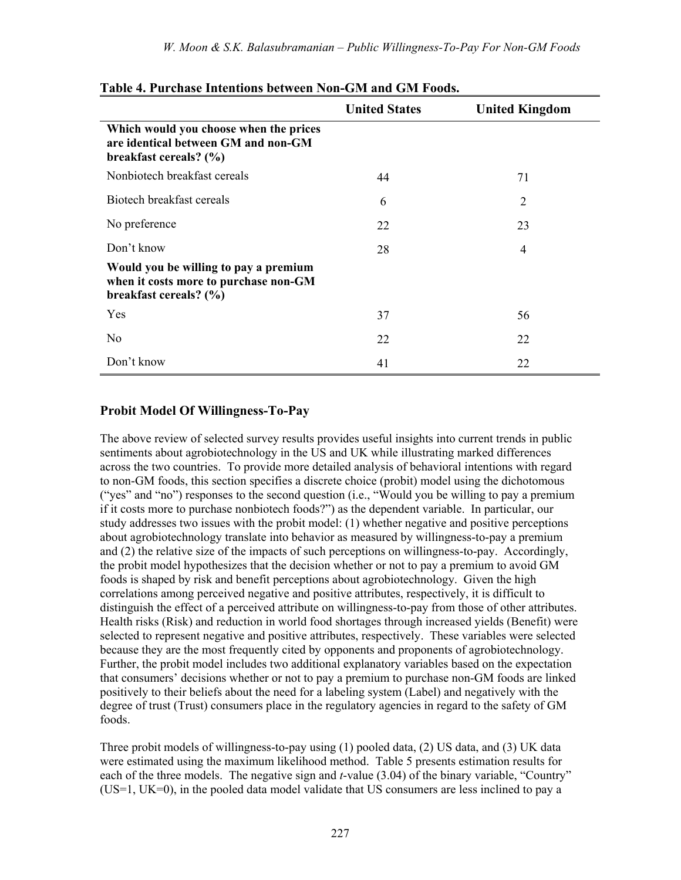**Table 4. Purchase Intentions between Non-GM and GM Foods.**

| | United States | United Kingdom |
|---|---|---|
| **Which would you choose when the prices are identical between GM and non-GM breakfast cereals? (%)** | | |
| Nonbiotech breakfast cereals | 44 | 71 |
| Biotech breakfast cereals | 6 | 2 |
| No preference | 22 | 23 |
| Don't know | 28 | 4 |
| **Would you be willing to pay a premium when it costs more to purchase non-GM breakfast cereals? (%)** | | |
| Yes | 37 | 56 |
| No | 22 | 22 |
| Don't know | 41 | 22 |

## Probit Model Of Willingness-To-Pay

The above review of selected survey results provides useful insights into current trends in public sentiments about agrobiotechnology in the US and UK while illustrating marked differences across the two countries. To provide more detailed analysis of behavioral intentions with regard to non-GM foods, this section specifies a discrete choice (probit) model using the dichotomous ("yes" and "no") responses to the second question (i.e., "Would you be willing to pay a premium if it costs more to purchase nonbiotech foods?") as the dependent variable. In particular, our study addresses two issues with the probit model: (1) whether negative and positive perceptions about agrobiotechnology translate into behavior as measured by willingness-to-pay a premium and (2) the relative size of the impacts of such perceptions on willingness-to-pay. Accordingly, the probit model hypothesizes that the decision whether or not to pay a premium to avoid GM foods is shaped by risk and benefit perceptions about agrobiotechnology. Given the high correlations among perceived negative and positive attributes, respectively, it is difficult to distinguish the effect of a perceived attribute on willingness-to-pay from those of other attributes. Health risks (Risk) and reduction in world food shortages through increased yields (Benefit) were selected to represent negative and positive attributes, respectively. These variables were selected because they are the most frequently cited by opponents and proponents of agrobiotechnology. Further, the probit model includes two additional explanatory variables based on the expectation that consumers' decisions whether or not to pay a premium to purchase non-GM foods are linked positively to their beliefs about the need for a labeling system (Label) and negatively with the degree of trust (Trust) consumers place in the regulatory agencies in regard to the safety of GM foods.

Three probit models of willingness-to-pay using (1) pooled data, (2) US data, and (3) UK data were estimated using the maximum likelihood method. Table 5 presents estimation results for each of the three models. The negative sign and *t*-value (3.04) of the binary variable, "Country" (US=1, UK=0), in the pooled data model validate that US consumers are less inclined to pay a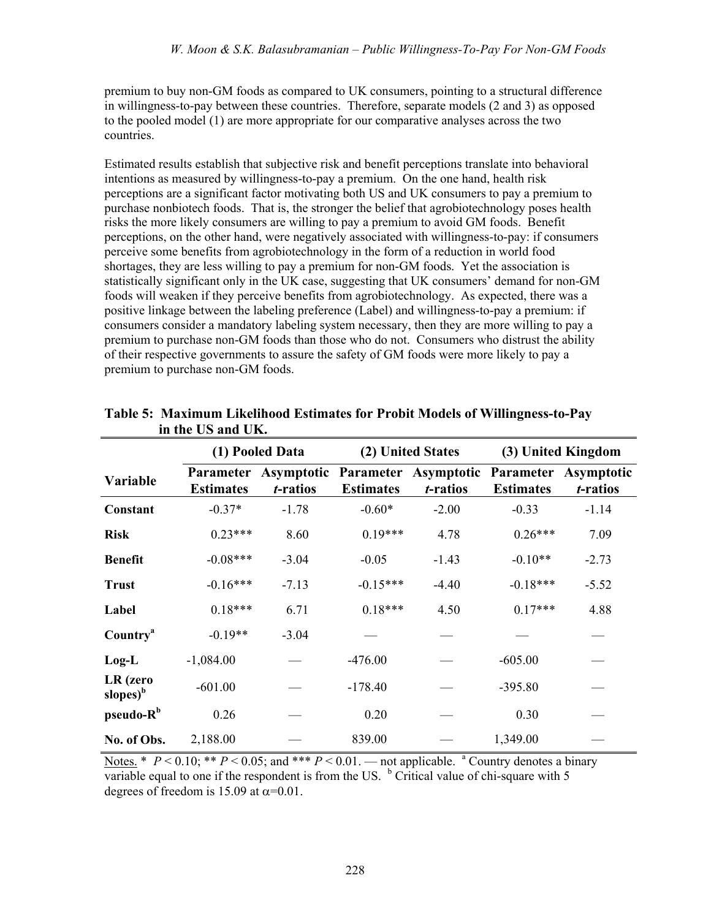premium to buy non-GM foods as compared to UK consumers, pointing to a structural difference in willingness-to-pay between these countries. Therefore, separate models (2 and 3) as opposed to the pooled model (1) are more appropriate for our comparative analyses across the two countries.

Estimated results establish that subjective risk and benefit perceptions translate into behavioral intentions as measured by willingness-to-pay a premium. On the one hand, health risk perceptions are a significant factor motivating both US and UK consumers to pay a premium to purchase nonbiotech foods. That is, the stronger the belief that agrobiotechnology poses health risks the more likely consumers are willing to pay a premium to avoid GM foods. Benefit perceptions, on the other hand, were negatively associated with willingness-to-pay: if consumers perceive some benefits from agrobiotechnology in the form of a reduction in world food shortages, they are less willing to pay a premium for non-GM foods. Yet the association is statistically significant only in the UK case, suggesting that UK consumers' demand for non-GM foods will weaken if they perceive benefits from agrobiotechnology. As expected, there was a positive linkage between the labeling preference (Label) and willingness-to-pay a premium: if consumers consider a mandatory labeling system necessary, then they are more willing to pay a premium to purchase non-GM foods than those who do not. Consumers who distrust the ability of their respective governments to assure the safety of GM foods were more likely to pay a premium to purchase non-GM foods.

**Table 5: Maximum Likelihood Estimates for Probit Models of Willingness-to-Pay in the US and UK.**

| Variable | (1) Pooled Data | | (2) United States | | (3) United Kingdom | |
|---|---|---|---|---|---|---|
| | Parameter Estimates | Asymptotic *t*-ratios | Parameter Estimates | Asymptotic *t*-ratios | Parameter Estimates | Asymptotic *t*-ratios |
| **Constant** | -0.37* | -1.78 | -0.60* | -2.00 | -0.33 | -1.14 |
| **Risk** | 0.23*** | 8.60 | 0.19*** | 4.78 | 0.26*** | 7.09 |
| **Benefit** | -0.08*** | -3.04 | -0.05 | -1.43 | -0.10** | -2.73 |
| **Trust** | -0.16*** | -7.13 | -0.15*** | -4.40 | -0.18*** | -5.52 |
| **Label** | 0.18*** | 6.71 | 0.18*** | 4.50 | 0.17*** | 4.88 |
| **Country**[a] | -0.19** | -3.04 | — | — | — | — |
| **Log-L** | -1,084.00 | — | -476.00 | — | -605.00 | — |
| **LR (zero slopes)**[b] | -601.00 | — | -178.40 | — | -395.80 | — |
| **pseudo-R**[b] | 0.26 | — | 0.20 | — | 0.30 | — |
| **No. of Obs.** | 2,188.00 | — | 839.00 | — | 1,349.00 | — |

Notes. * $P < 0.10$; ** $P < 0.05$; and *** $P < 0.01$. — not applicable. [a] Country denotes a binary variable equal to one if the respondent is from the US. [b] Critical value of chi-square with 5 degrees of freedom is 15.09 at $\alpha$=0.01.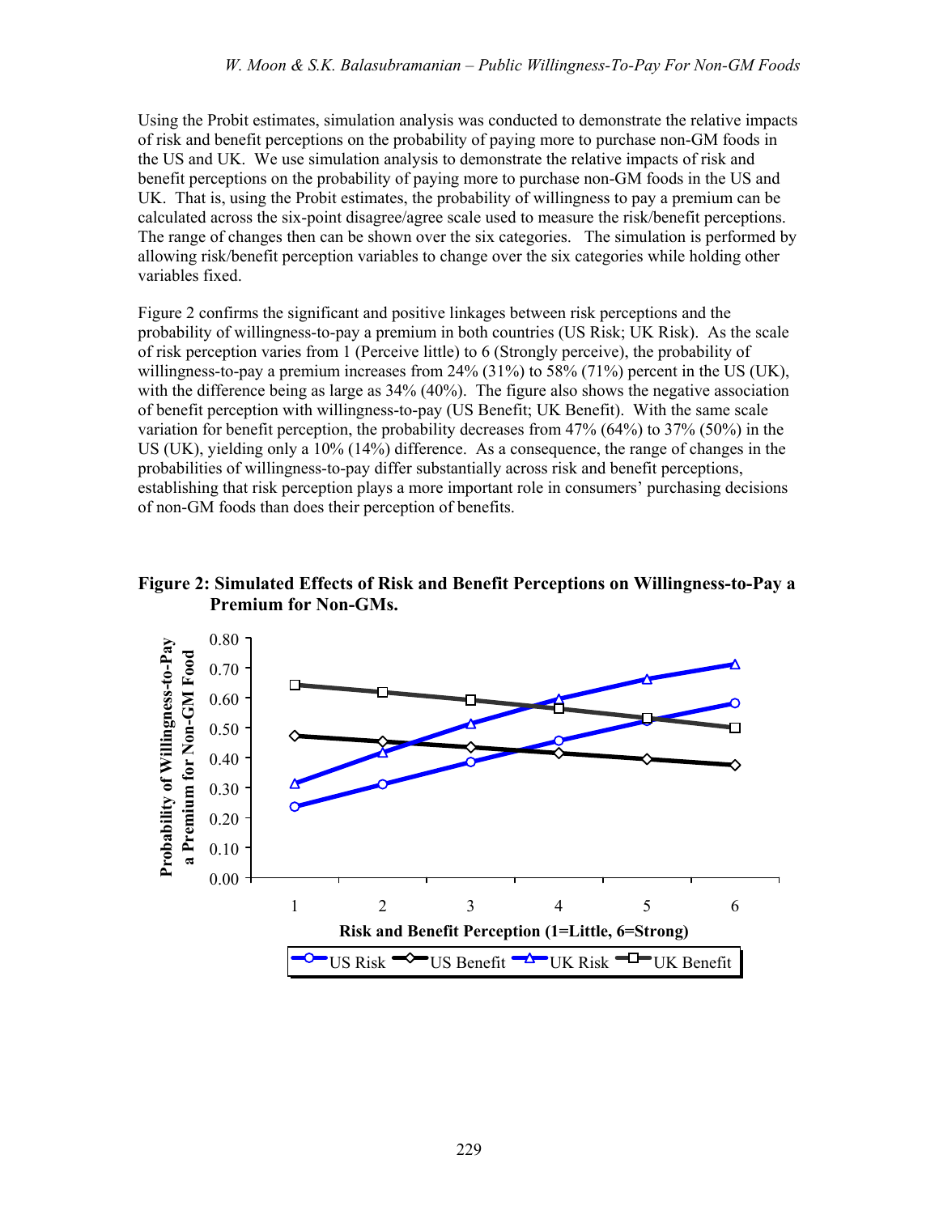Using the Probit estimates, simulation analysis was conducted to demonstrate the relative impacts of risk and benefit perceptions on the probability of paying more to purchase non-GM foods in the US and UK. We use simulation analysis to demonstrate the relative impacts of risk and benefit perceptions on the probability of paying more to purchase non-GM foods in the US and UK. That is, using the Probit estimates, the probability of willingness to pay a premium can be calculated across the six-point disagree/agree scale used to measure the risk/benefit perceptions. The range of changes then can be shown over the six categories. The simulation is performed by allowing risk/benefit perception variables to change over the six categories while holding other variables fixed.

Figure 2 confirms the significant and positive linkages between risk perceptions and the probability of willingness-to-pay a premium in both countries (US Risk; UK Risk). As the scale of risk perception varies from 1 (Perceive little) to 6 (Strongly perceive), the probability of willingness-to-pay a premium increases from 24% (31%) to 58% (71%) percent in the US (UK), with the difference being as large as 34% (40%). The figure also shows the negative association of benefit perception with willingness-to-pay (US Benefit; UK Benefit). With the same scale variation for benefit perception, the probability decreases from 47% (64%) to 37% (50%) in the US (UK), yielding only a 10% (14%) difference. As a consequence, the range of changes in the probabilities of willingness-to-pay differ substantially across risk and benefit perceptions, establishing that risk perception plays a more important role in consumers' purchasing decisions of non-GM foods than does their perception of benefits.

**Figure 2: Simulated Effects of Risk and Benefit Perceptions on Willingness-to-Pay a Premium for Non-GMs.**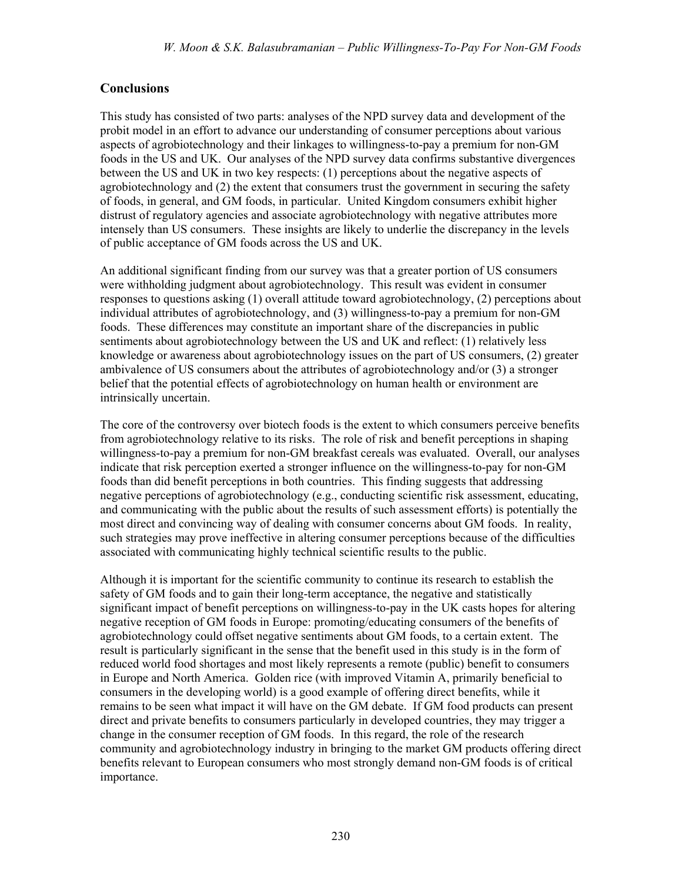## Conclusions

This study has consisted of two parts: analyses of the NPD survey data and development of the probit model in an effort to advance our understanding of consumer perceptions about various aspects of agrobiotechnology and their linkages to willingness-to-pay a premium for non-GM foods in the US and UK. Our analyses of the NPD survey data confirms substantive divergences between the US and UK in two key respects: (1) perceptions about the negative aspects of agrobiotechnology and (2) the extent that consumers trust the government in securing the safety of foods, in general, and GM foods, in particular. United Kingdom consumers exhibit higher distrust of regulatory agencies and associate agrobiotechnology with negative attributes more intensely than US consumers. These insights are likely to underlie the discrepancy in the levels of public acceptance of GM foods across the US and UK.

An additional significant finding from our survey was that a greater portion of US consumers were withholding judgment about agrobiotechnology. This result was evident in consumer responses to questions asking (1) overall attitude toward agrobiotechnology, (2) perceptions about individual attributes of agrobiotechnology, and (3) willingness-to-pay a premium for non-GM foods. These differences may constitute an important share of the discrepancies in public sentiments about agrobiotechnology between the US and UK and reflect: (1) relatively less knowledge or awareness about agrobiotechnology issues on the part of US consumers, (2) greater ambivalence of US consumers about the attributes of agrobiotechnology and/or (3) a stronger belief that the potential effects of agrobiotechnology on human health or environment are intrinsically uncertain.

The core of the controversy over biotech foods is the extent to which consumers perceive benefits from agrobiotechnology relative to its risks. The role of risk and benefit perceptions in shaping willingness-to-pay a premium for non-GM breakfast cereals was evaluated. Overall, our analyses indicate that risk perception exerted a stronger influence on the willingness-to-pay for non-GM foods than did benefit perceptions in both countries. This finding suggests that addressing negative perceptions of agrobiotechnology (e.g., conducting scientific risk assessment, educating, and communicating with the public about the results of such assessment efforts) is potentially the most direct and convincing way of dealing with consumer concerns about GM foods. In reality, such strategies may prove ineffective in altering consumer perceptions because of the difficulties associated with communicating highly technical scientific results to the public.

Although it is important for the scientific community to continue its research to establish the safety of GM foods and to gain their long-term acceptance, the negative and statistically significant impact of benefit perceptions on willingness-to-pay in the UK casts hopes for altering negative reception of GM foods in Europe: promoting/educating consumers of the benefits of agrobiotechnology could offset negative sentiments about GM foods, to a certain extent. The result is particularly significant in the sense that the benefit used in this study is in the form of reduced world food shortages and most likely represents a remote (public) benefit to consumers in Europe and North America. Golden rice (with improved Vitamin A, primarily beneficial to consumers in the developing world) is a good example of offering direct benefits, while it remains to be seen what impact it will have on the GM debate. If GM food products can present direct and private benefits to consumers particularly in developed countries, they may trigger a change in the consumer reception of GM foods. In this regard, the role of the research community and agrobiotechnology industry in bringing to the market GM products offering direct benefits relevant to European consumers who most strongly demand non-GM foods is of critical importance.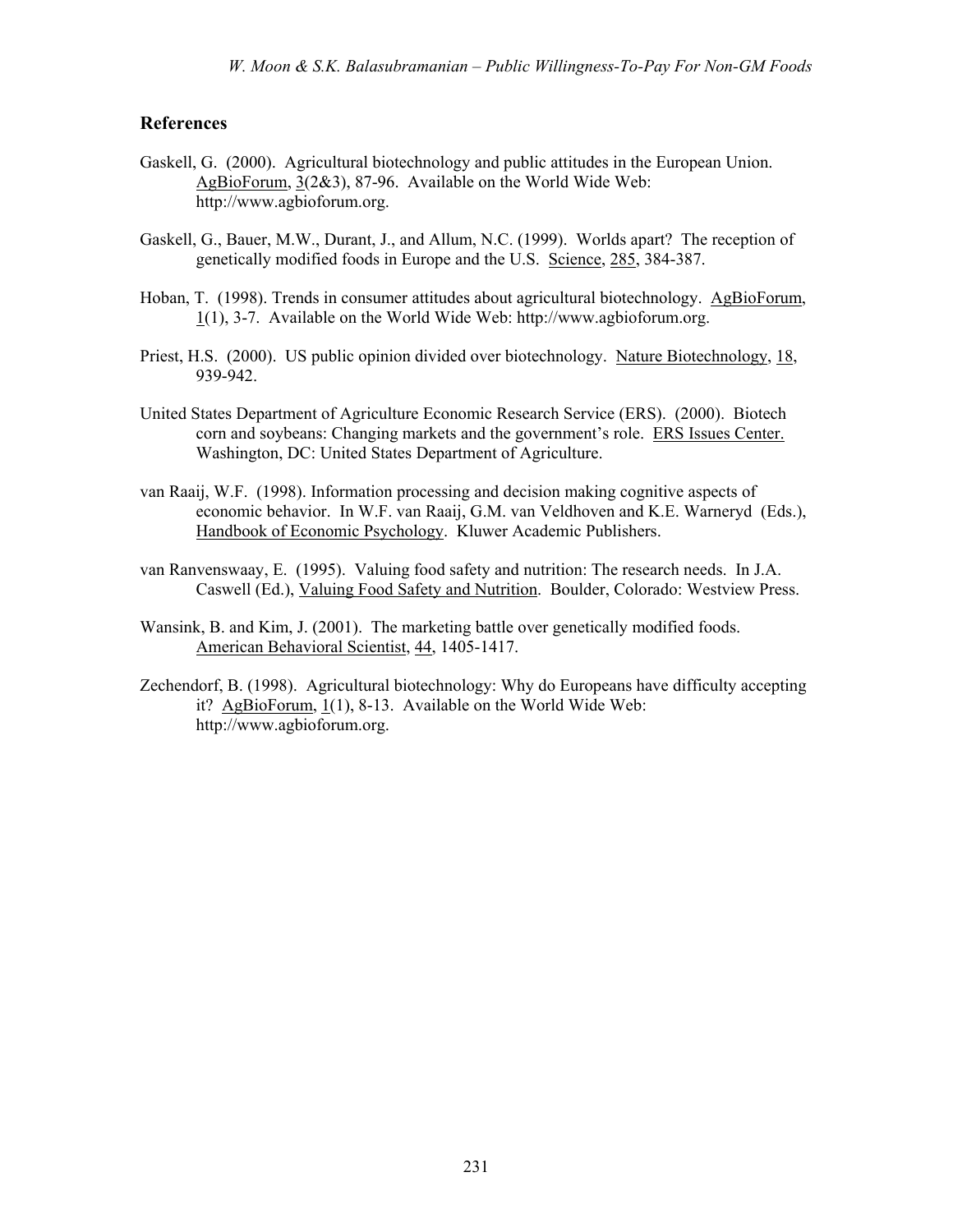## References

Gaskell, G. (2000). Agricultural biotechnology and public attitudes in the European Union. AgBioForum, 3(2&3), 87-96. Available on the World Wide Web: http://www.agbioforum.org.

Gaskell, G., Bauer, M.W., Durant, J., and Allum, N.C. (1999). Worlds apart? The reception of genetically modified foods in Europe and the U.S. Science, 285, 384-387.

Hoban, T. (1998). Trends in consumer attitudes about agricultural biotechnology. AgBioForum, 1(1), 3-7. Available on the World Wide Web: http://www.agbioforum.org.

Priest, H.S. (2000). US public opinion divided over biotechnology. Nature Biotechnology, 18, 939-942.

United States Department of Agriculture Economic Research Service (ERS). (2000). Biotech corn and soybeans: Changing markets and the government's role. ERS Issues Center. Washington, DC: United States Department of Agriculture.

van Raaij, W.F. (1998). Information processing and decision making cognitive aspects of economic behavior. In W.F. van Raaij, G.M. van Veldhoven and K.E. Warneryd (Eds.), Handbook of Economic Psychology. Kluwer Academic Publishers.

van Ranvenswaay, E. (1995). Valuing food safety and nutrition: The research needs. In J.A. Caswell (Ed.), Valuing Food Safety and Nutrition. Boulder, Colorado: Westview Press.

Wansink, B. and Kim, J. (2001). The marketing battle over genetically modified foods. American Behavioral Scientist, 44, 1405-1417.

Zechendorf, B. (1998). Agricultural biotechnology: Why do Europeans have difficulty accepting it? AgBioForum, 1(1), 8-13. Available on the World Wide Web: http://www.agbioforum.org.